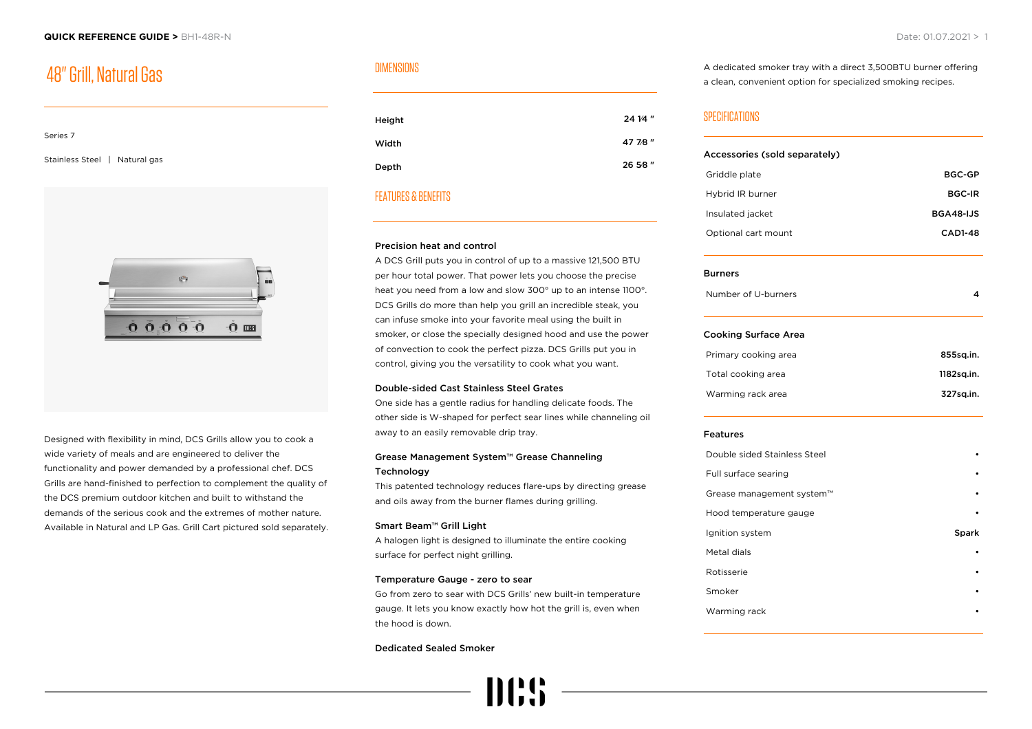# 48" Grill, Natural Gas

Series 7

Stainless Steel | Natural gas

Designed with flexibility in mind, DCS Grills allow you to cook a wide variety of meals and are engineered to deliver the functionality and power demanded by a professional chef. DCS Grills are hand-finished to perfection to complement the quality of the DCS premium outdoor kitchen and built to withstand the demands of the serious cook and the extremes of mother nature. Available in Natural and LP Gas. Grill Cart pictured sold separately.

## DIMENSIONS

| | |
|---|---|
| Height | 24 1/4 " |
| Width | 47 7/8 " |
| Depth | 26 5/8 " |

## FEATURES & BENEFITS

**Precision heat and control**

A DCS Grill puts you in control of up to a massive 121,500 BTU per hour total power. That power lets you choose the precise heat you need from a low and slow 300° up to an intense 1100°. DCS Grills do more than help you grill an incredible steak, you can infuse smoke into your favorite meal using the built in smoker, or close the specially designed hood and use the power of convection to cook the perfect pizza. DCS Grills put you in control, giving you the versatility to cook what you want.

**Double-sided Cast Stainless Steel Grates**

One side has a gentle radius for handling delicate foods. The other side is W-shaped for perfect sear lines while channeling oil away to an easily removable drip tray.

**Grease Management System™ Grease Channeling Technology**

This patented technology reduces flare-ups by directing grease and oils away from the burner flames during grilling.

**Smart Beam™ Grill Light**

A halogen light is designed to illuminate the entire cooking surface for perfect night grilling.

**Temperature Gauge - zero to sear**

Go from zero to sear with DCS Grills' new built-in temperature gauge. It lets you know exactly how hot the grill is, even when the hood is down.

**Dedicated Sealed Smoker**

A dedicated smoker tray with a direct 3,500BTU burner offering a clean, convenient option for specialized smoking recipes.

## SPECIFICATIONS

**Accessories (sold separately)**

| | |
|---|---|
| Griddle plate | BGC-GP |
| Hybrid IR burner | BGC-IR |
| Insulated jacket | BGA48-IJS |
| Optional cart mount | CAD1-48 |

**Burners**

| | |
|---|---|
| Number of U-burners | 4 |

**Cooking Surface Area**

| | |
|---|---|
| Primary cooking area | 855sq.in. |
| Total cooking area | 1182sq.in. |
| Warming rack area | 327sq.in. |

**Features**

| | |
|---|---|
| Double sided Stainless Steel | • |
| Full surface searing | • |
| Grease management system™ | • |
| Hood temperature gauge | • |
| Ignition system | Spark |
| Metal dials | • |
| Rotisserie | • |
| Smoker | • |
| Warming rack | • |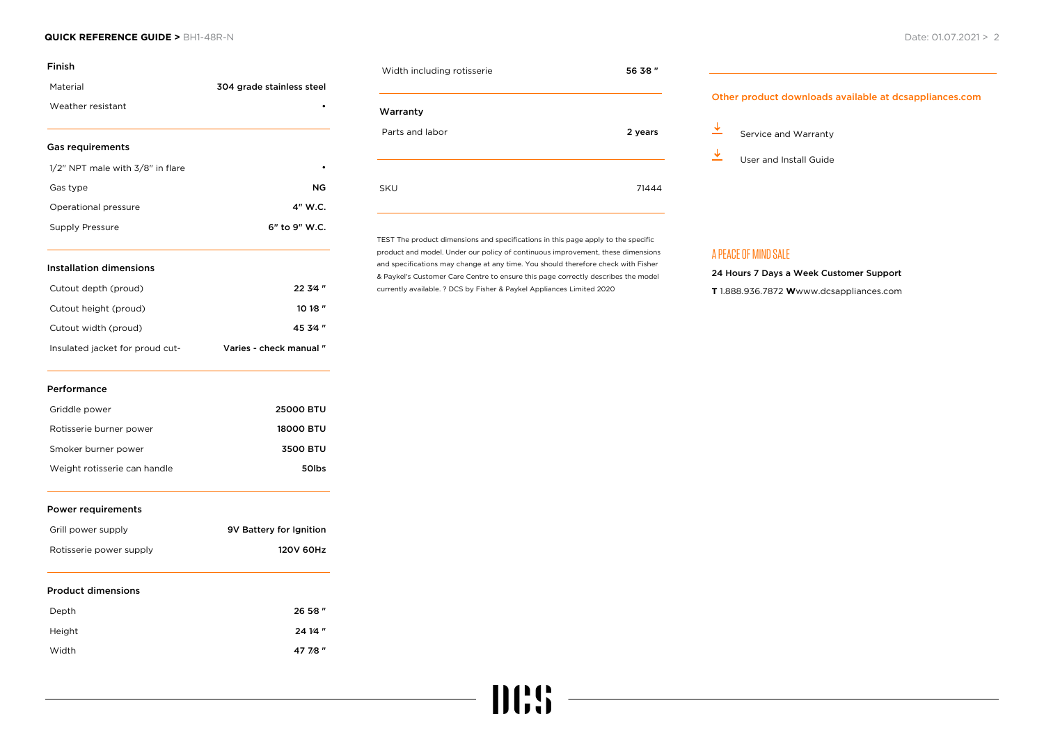## Finish

| | |
|---|---|
| Material | 304 grade stainless steel |
| Weather resistant | • |

## Gas requirements

| | |
|---|---|
| 1/2" NPT male with 3/8" in flare | • |
| Gas type | NG |
| Operational pressure | 4" W.C. |
| Supply Pressure | 6" to 9" W.C. |

## Installation dimensions

| | |
|---|---|
| Cutout depth (proud) | 22 3⁄4 " |
| Cutout height (proud) | 10 1⁄8 " |
| Cutout width (proud) | 45 3⁄4 " |
| Insulated jacket for proud cut- | Varies - check manual " |

## Performance

| | |
|---|---|
| Griddle power | 25000 BTU |
| Rotisserie burner power | 18000 BTU |
| Smoker burner power | 3500 BTU |
| Weight rotisserie can handle | 50lbs |

## Power requirements

| | |
|---|---|
| Grill power supply | 9V Battery for Ignition |
| Rotisserie power supply | 120V 60Hz |

## Product dimensions

| | |
|---|---|
| Depth | 26 5⁄8 " |
| Height | 24 1⁄4 " |
| Width | 47 7⁄8 " |
| Width including rotisserie | 56 3⁄8 " |

## Warranty

| | |
|---|---|
| Parts and labor | 2 years |

| | |
|---|---|
| SKU | 71444 |

TEST The product dimensions and specifications in this page apply to the specific product and model. Under our policy of continuous improvement, these dimensions and specifications may change at any time. You should therefore check with Fisher & Paykel's Customer Care Centre to ensure this page correctly describes the model currently available. ? DCS by Fisher & Paykel Appliances Limited 2020

Other product downloads available at dcsappliances.com

- Service and Warranty
- User and Install Guide

A PEACE OF MIND SALE

**24 Hours 7 Days a Week Customer Support**

**T** 1.888.936.7872 **W**www.dcsappliances.com